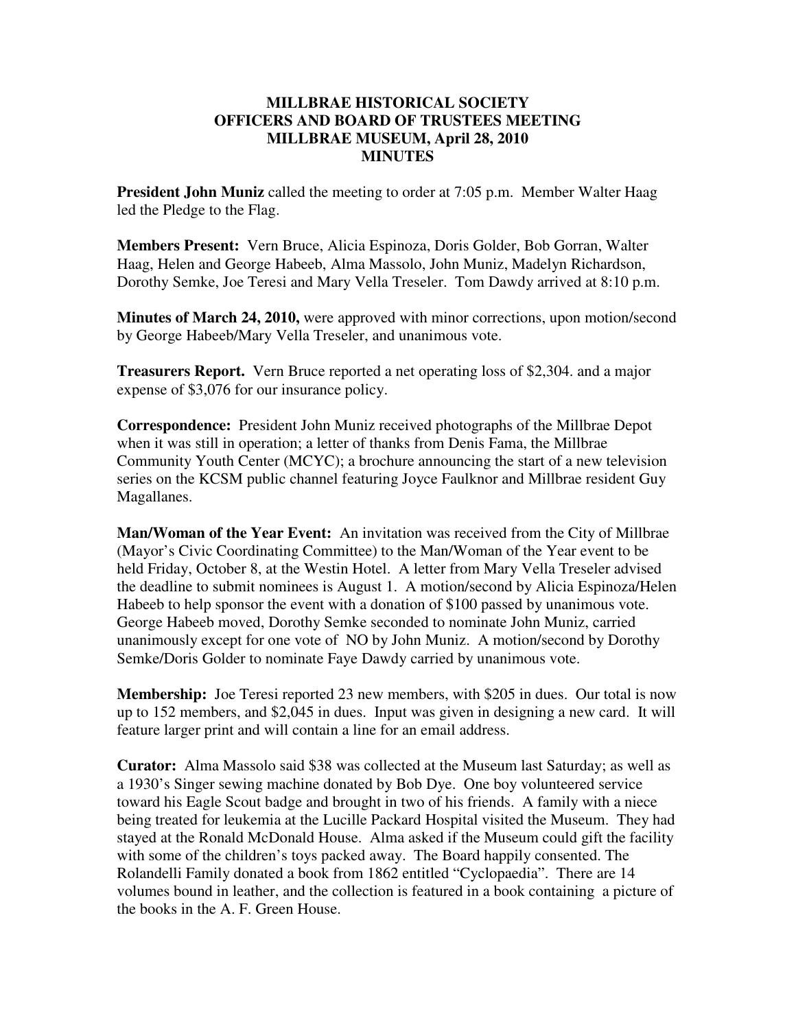**MILLBRAE HISTORICAL SOCIETY**
**OFFICERS AND BOARD OF TRUSTEES MEETING**
**MILLBRAE MUSEUM, April 28, 2010**
**MINUTES**

**President John Muniz** called the meeting to order at 7:05 p.m. Member Walter Haag led the Pledge to the Flag.

**Members Present:** Vern Bruce, Alicia Espinoza, Doris Golder, Bob Gorran, Walter Haag, Helen and George Habeeb, Alma Massolo, John Muniz, Madelyn Richardson, Dorothy Semke, Joe Teresi and Mary Vella Treseler. Tom Dawdy arrived at 8:10 p.m.

**Minutes of March 24, 2010,** were approved with minor corrections, upon motion/second by George Habeeb/Mary Vella Treseler, and unanimous vote.

**Treasurers Report.** Vern Bruce reported a net operating loss of $2,304. and a major expense of $3,076 for our insurance policy.

**Correspondence:** President John Muniz received photographs of the Millbrae Depot when it was still in operation; a letter of thanks from Denis Fama, the Millbrae Community Youth Center (MCYC); a brochure announcing the start of a new television series on the KCSM public channel featuring Joyce Faulknor and Millbrae resident Guy Magallanes.

**Man/Woman of the Year Event:** An invitation was received from the City of Millbrae (Mayor's Civic Coordinating Committee) to the Man/Woman of the Year event to be held Friday, October 8, at the Westin Hotel. A letter from Mary Vella Treseler advised the deadline to submit nominees is August 1. A motion/second by Alicia Espinoza/Helen Habeeb to help sponsor the event with a donation of $100 passed by unanimous vote. George Habeeb moved, Dorothy Semke seconded to nominate John Muniz, carried unanimously except for one vote of NO by John Muniz. A motion/second by Dorothy Semke/Doris Golder to nominate Faye Dawdy carried by unanimous vote.

**Membership:** Joe Teresi reported 23 new members, with $205 in dues. Our total is now up to 152 members, and $2,045 in dues. Input was given in designing a new card. It will feature larger print and will contain a line for an email address.

**Curator:** Alma Massolo said $38 was collected at the Museum last Saturday; as well as a 1930's Singer sewing machine donated by Bob Dye. One boy volunteered service toward his Eagle Scout badge and brought in two of his friends. A family with a niece being treated for leukemia at the Lucille Packard Hospital visited the Museum. They had stayed at the Ronald McDonald House. Alma asked if the Museum could gift the facility with some of the children's toys packed away. The Board happily consented. The Rolandelli Family donated a book from 1862 entitled "Cyclopaedia". There are 14 volumes bound in leather, and the collection is featured in a book containing a picture of the books in the A. F. Green House.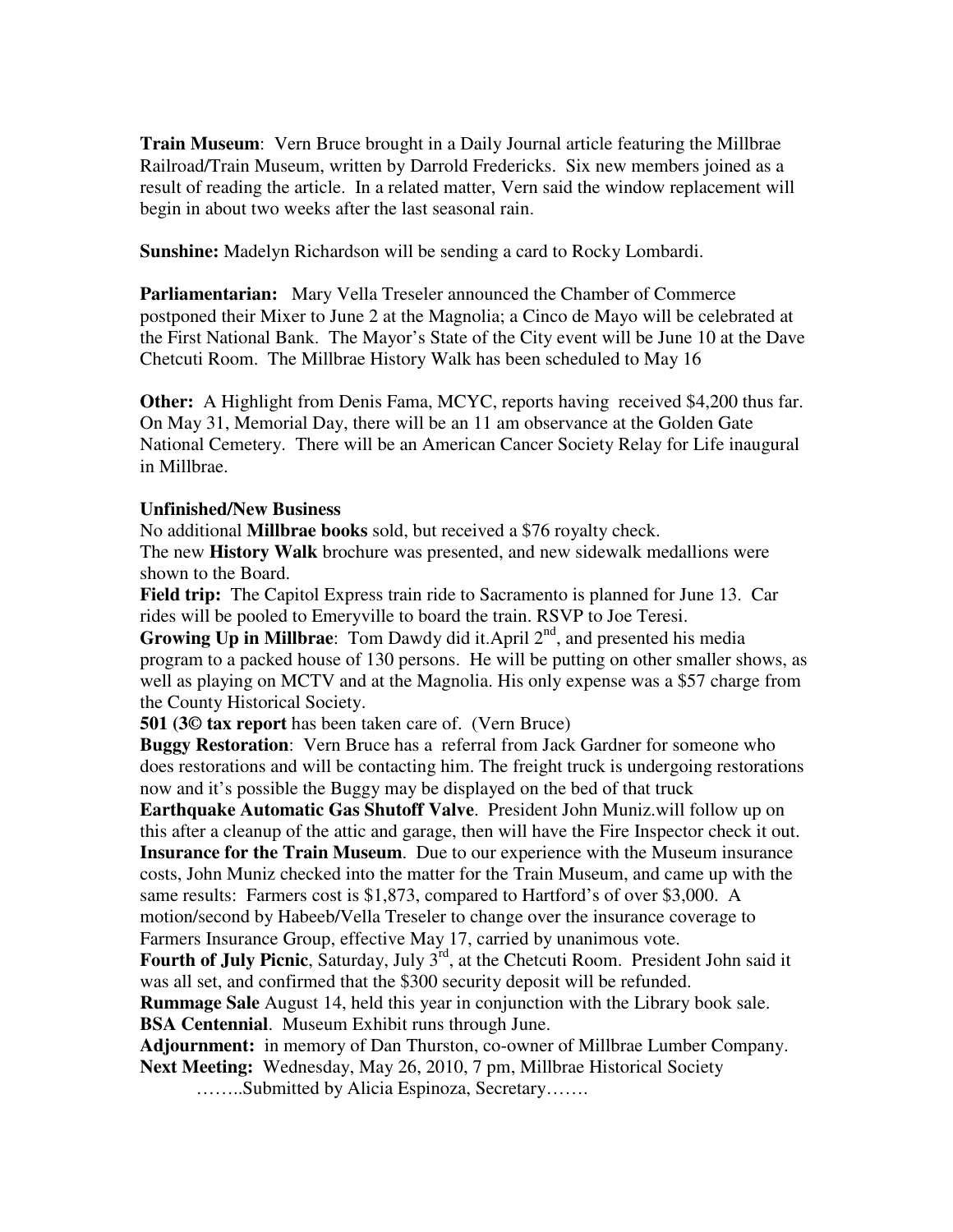**Train Museum**: Vern Bruce brought in a Daily Journal article featuring the Millbrae Railroad/Train Museum, written by Darrold Fredericks. Six new members joined as a result of reading the article. In a related matter, Vern said the window replacement will begin in about two weeks after the last seasonal rain.

**Sunshine:** Madelyn Richardson will be sending a card to Rocky Lombardi.

**Parliamentarian:** Mary Vella Treseler announced the Chamber of Commerce postponed their Mixer to June 2 at the Magnolia; a Cinco de Mayo will be celebrated at the First National Bank. The Mayor's State of the City event will be June 10 at the Dave Chetcuti Room. The Millbrae History Walk has been scheduled to May 16

**Other:** A Highlight from Denis Fama, MCYC, reports having received $4,200 thus far. On May 31, Memorial Day, there will be an 11 am observance at the Golden Gate National Cemetery. There will be an American Cancer Society Relay for Life inaugural in Millbrae.

**Unfinished/New Business**

No additional **Millbrae books** sold, but received a $76 royalty check.

The new **History Walk** brochure was presented, and new sidewalk medallions were shown to the Board.

**Field trip:** The Capitol Express train ride to Sacramento is planned for June 13. Car rides will be pooled to Emeryville to board the train. RSVP to Joe Teresi.

**Growing Up in Millbrae**: Tom Dawdy did it.April 2nd, and presented his media program to a packed house of 130 persons. He will be putting on other smaller shows, as well as playing on MCTV and at the Magnolia. His only expense was a $57 charge from the County Historical Society.

**501 (3© tax report** has been taken care of. (Vern Bruce)

**Buggy Restoration**: Vern Bruce has a referral from Jack Gardner for someone who does restorations and will be contacting him. The freight truck is undergoing restorations now and it's possible the Buggy may be displayed on the bed of that truck

**Earthquake Automatic Gas Shutoff Valve**. President John Muniz.will follow up on this after a cleanup of the attic and garage, then will have the Fire Inspector check it out.

**Insurance for the Train Museum**. Due to our experience with the Museum insurance costs, John Muniz checked into the matter for the Train Museum, and came up with the same results: Farmers cost is $1,873, compared to Hartford's of over $3,000. A motion/second by Habeeb/Vella Treseler to change over the insurance coverage to Farmers Insurance Group, effective May 17, carried by unanimous vote.

**Fourth of July Picnic**, Saturday, July 3rd, at the Chetcuti Room. President John said it was all set, and confirmed that the $300 security deposit will be refunded.

**Rummage Sale** August 14, held this year in conjunction with the Library book sale.

**BSA Centennial**. Museum Exhibit runs through June.

**Adjournment:** in memory of Dan Thurston, co-owner of Millbrae Lumber Company.

**Next Meeting:** Wednesday, May 26, 2010, 7 pm, Millbrae Historical Society

……..Submitted by Alicia Espinoza, Secretary…….